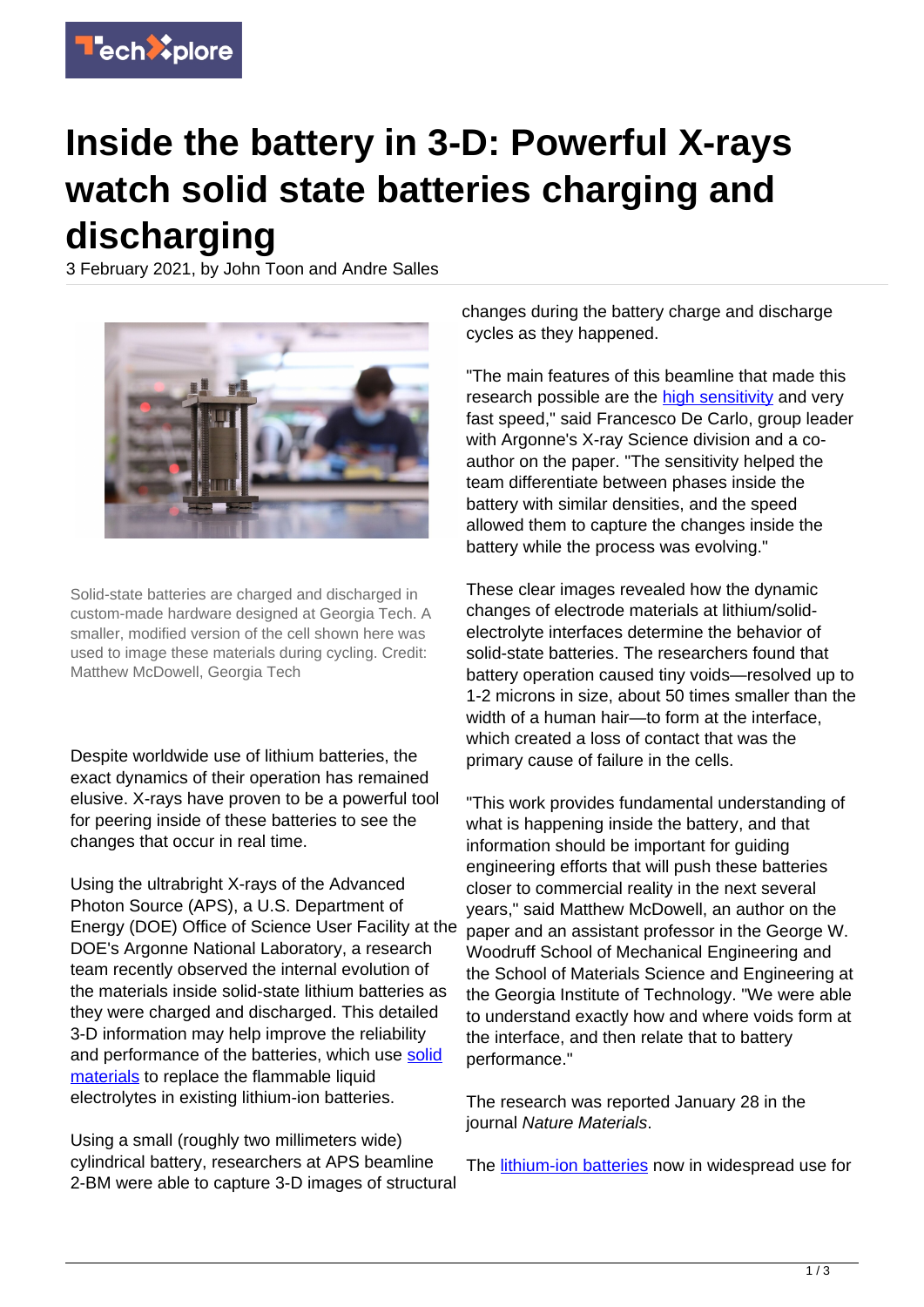# Inside the battery in 3-D: Powerful X-rays watch solid state batteries charging and discharging

3 February 2021, by John Toon and Andre Salles

Solid-state batteries are charged and discharged in custom-made hardware designed at Georgia Tech. A smaller, modified version of the cell shown here was used to image these materials during cycling. Credit: Matthew McDowell, Georgia Tech

Despite worldwide use of lithium batteries, the exact dynamics of their operation has remained elusive. X-rays have proven to be a powerful tool for peering inside of these batteries to see the changes that occur in real time.

Using the ultrabright X-rays of the Advanced Photon Source (APS), a U.S. Department of Energy (DOE) Office of Science User Facility at the DOE's Argonne National Laboratory, a research team recently observed the internal evolution of the materials inside solid-state lithium batteries as they were charged and discharged. This detailed 3-D information may help improve the reliability and performance of the batteries, which use solid materials to replace the flammable liquid electrolytes in existing lithium-ion batteries.

Using a small (roughly two millimeters wide) cylindrical battery, researchers at APS beamline 2-BM were able to capture 3-D images of structural changes during the battery charge and discharge cycles as they happened.

"The main features of this beamline that made this research possible are the high sensitivity and very fast speed," said Francesco De Carlo, group leader with Argonne's X-ray Science division and a co-author on the paper. "The sensitivity helped the team differentiate between phases inside the battery with similar densities, and the speed allowed them to capture the changes inside the battery while the process was evolving."

These clear images revealed how the dynamic changes of electrode materials at lithium/solid-electrolyte interfaces determine the behavior of solid-state batteries. The researchers found that battery operation caused tiny voids—resolved up to 1-2 microns in size, about 50 times smaller than the width of a human hair—to form at the interface, which created a loss of contact that was the primary cause of failure in the cells.

"This work provides fundamental understanding of what is happening inside the battery, and that information should be important for guiding engineering efforts that will push these batteries closer to commercial reality in the next several years," said Matthew McDowell, an author on the paper and an assistant professor in the George W. Woodruff School of Mechanical Engineering and the School of Materials Science and Engineering at the Georgia Institute of Technology. "We were able to understand exactly how and where voids form at the interface, and then relate that to battery performance."

The research was reported January 28 in the journal *Nature Materials*.

The lithium-ion batteries now in widespread use for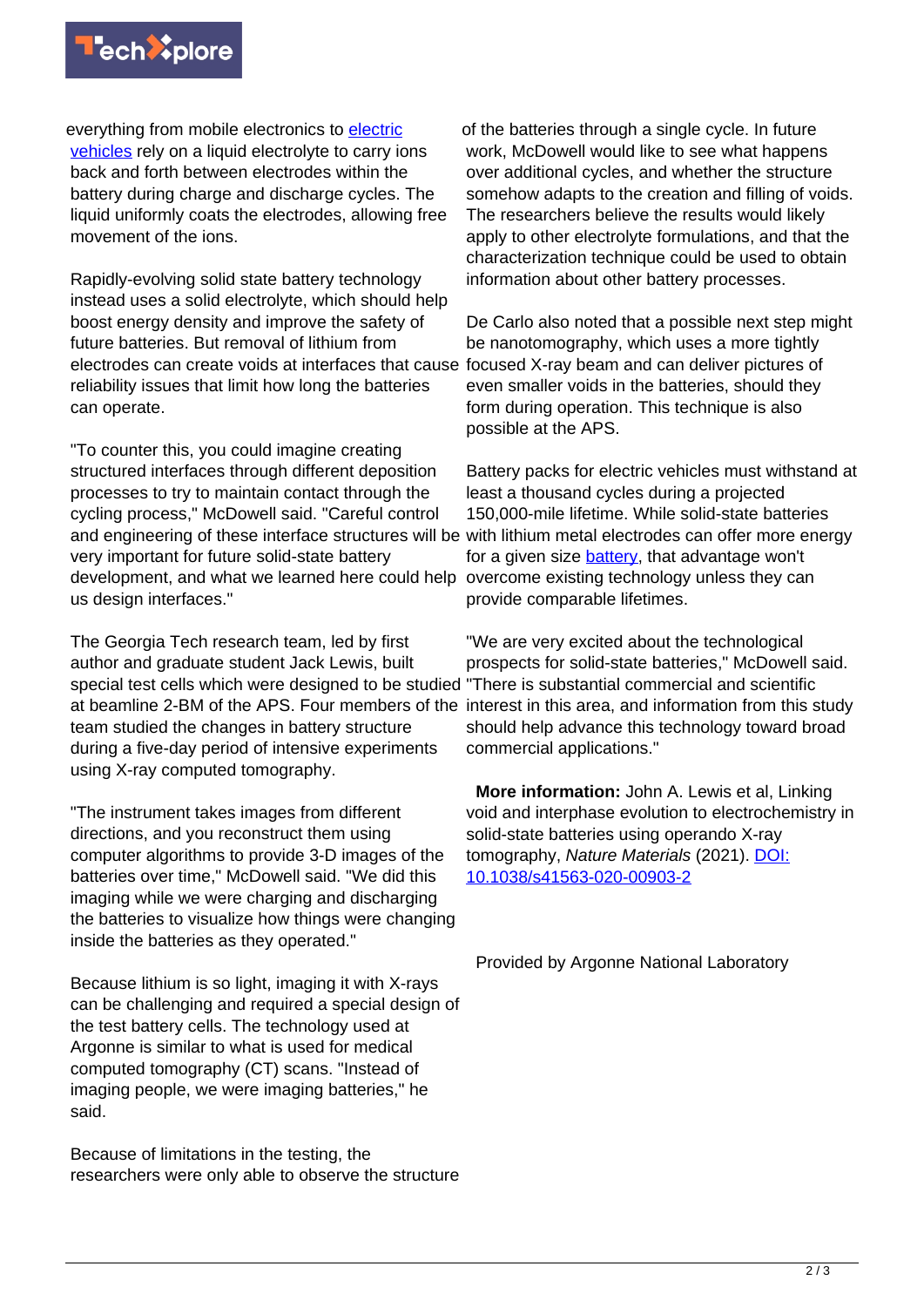everything from mobile electronics to [electric vehicles](https://techxplore.com/tags/electric+vehicles/) rely on a liquid electrolyte to carry ions back and forth between electrodes within the battery during charge and discharge cycles. The liquid uniformly coats the electrodes, allowing free movement of the ions.

Rapidly-evolving solid state battery technology instead uses a solid electrolyte, which should help boost energy density and improve the safety of future batteries. But removal of lithium from electrodes can create voids at interfaces that cause reliability issues that limit how long the batteries can operate.

"To counter this, you could imagine creating structured interfaces through different deposition processes to try to maintain contact through the cycling process," McDowell said. "Careful control and engineering of these interface structures will be very important for future solid-state battery development, and what we learned here could help us design interfaces."

The Georgia Tech research team, led by first author and graduate student Jack Lewis, built special test cells which were designed to be studied at beamline 2-BM of the APS. Four members of the team studied the changes in battery structure during a five-day period of intensive experiments using X-ray computed tomography.

"The instrument takes images from different directions, and you reconstruct them using computer algorithms to provide 3-D images of the batteries over time," McDowell said. "We did this imaging while we were charging and discharging the batteries to visualize how things were changing inside the batteries as they operated."

Because lithium is so light, imaging it with X-rays can be challenging and required a special design of the test battery cells. The technology used at Argonne is similar to what is used for medical computed tomography (CT) scans. "Instead of imaging people, we were imaging batteries," he said.

Because of limitations in the testing, the researchers were only able to observe the structure of the batteries through a single cycle. In future work, McDowell would like to see what happens over additional cycles, and whether the structure somehow adapts to the creation and filling of voids. The researchers believe the results would likely apply to other electrolyte formulations, and that the characterization technique could be used to obtain information about other battery processes.

De Carlo also noted that a possible next step might be nanotomography, which uses a more tightly focused X-ray beam and can deliver pictures of even smaller voids in the batteries, should they form during operation. This technique is also possible at the APS.

Battery packs for electric vehicles must withstand at least a thousand cycles during a projected 150,000-mile lifetime. While solid-state batteries with lithium metal electrodes can offer more energy for a given size [battery](https://techxplore.com/tags/battery/), that advantage won't overcome existing technology unless they can provide comparable lifetimes.

"We are very excited about the technological prospects for solid-state batteries," McDowell said. "There is substantial commercial and scientific interest in this area, and information from this study should help advance this technology toward broad commercial applications."

**More information:** John A. Lewis et al, Linking void and interphase evolution to electrochemistry in solid-state batteries using operando X-ray tomography, *Nature Materials* (2021). [DOI: 10.1038/s41563-020-00903-2](http://dx.doi.org/10.1038/s41563-020-00903-2)

Provided by Argonne National Laboratory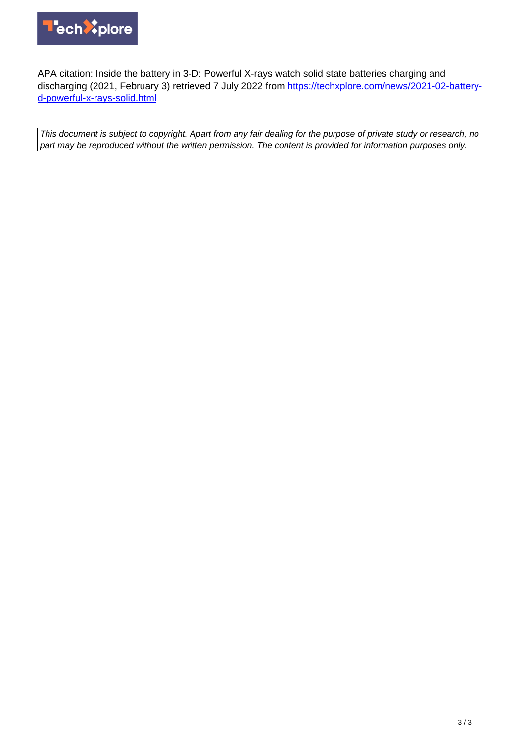APA citation: Inside the battery in 3-D: Powerful X-rays watch solid state batteries charging and discharging (2021, February 3) retrieved 7 July 2022 from https://techxplore.com/news/2021-02-battery-d-powerful-x-rays-solid.html

*This document is subject to copyright. Apart from any fair dealing for the purpose of private study or research, no part may be reproduced without the written permission. The content is provided for information purposes only.*